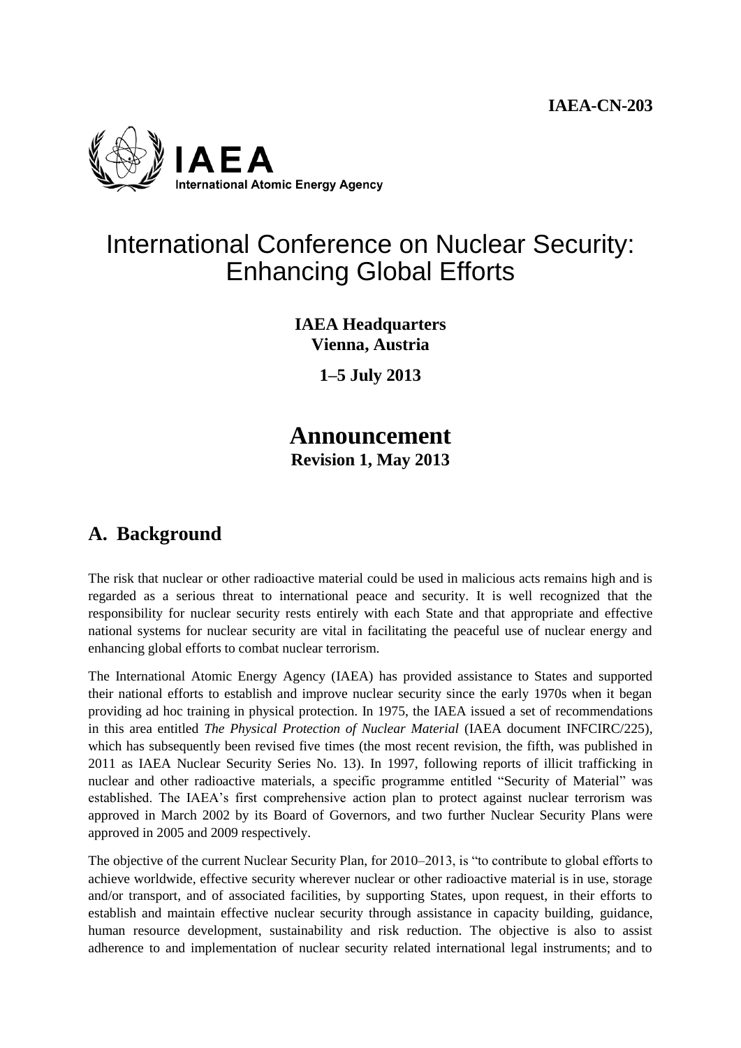**IAEA-CN-203**

**IAEA**
**International Atomic Energy Agency**

# International Conference on Nuclear Security: Enhancing Global Efforts

**IAEA Headquarters**
**Vienna, Austria**

**1–5 July 2013**

# Announcement

**Revision 1, May 2013**

## A. Background

The risk that nuclear or other radioactive material could be used in malicious acts remains high and is regarded as a serious threat to international peace and security. It is well recognized that the responsibility for nuclear security rests entirely with each State and that appropriate and effective national systems for nuclear security are vital in facilitating the peaceful use of nuclear energy and enhancing global efforts to combat nuclear terrorism.

The International Atomic Energy Agency (IAEA) has provided assistance to States and supported their national efforts to establish and improve nuclear security since the early 1970s when it began providing ad hoc training in physical protection. In 1975, the IAEA issued a set of recommendations in this area entitled *The Physical Protection of Nuclear Material* (IAEA document INFCIRC/225), which has subsequently been revised five times (the most recent revision, the fifth, was published in 2011 as IAEA Nuclear Security Series No. 13). In 1997, following reports of illicit trafficking in nuclear and other radioactive materials, a specific programme entitled "Security of Material" was established. The IAEA's first comprehensive action plan to protect against nuclear terrorism was approved in March 2002 by its Board of Governors, and two further Nuclear Security Plans were approved in 2005 and 2009 respectively.

The objective of the current Nuclear Security Plan, for 2010–2013, is "to contribute to global efforts to achieve worldwide, effective security wherever nuclear or other radioactive material is in use, storage and/or transport, and of associated facilities, by supporting States, upon request, in their efforts to establish and maintain effective nuclear security through assistance in capacity building, guidance, human resource development, sustainability and risk reduction. The objective is also to assist adherence to and implementation of nuclear security related international legal instruments; and to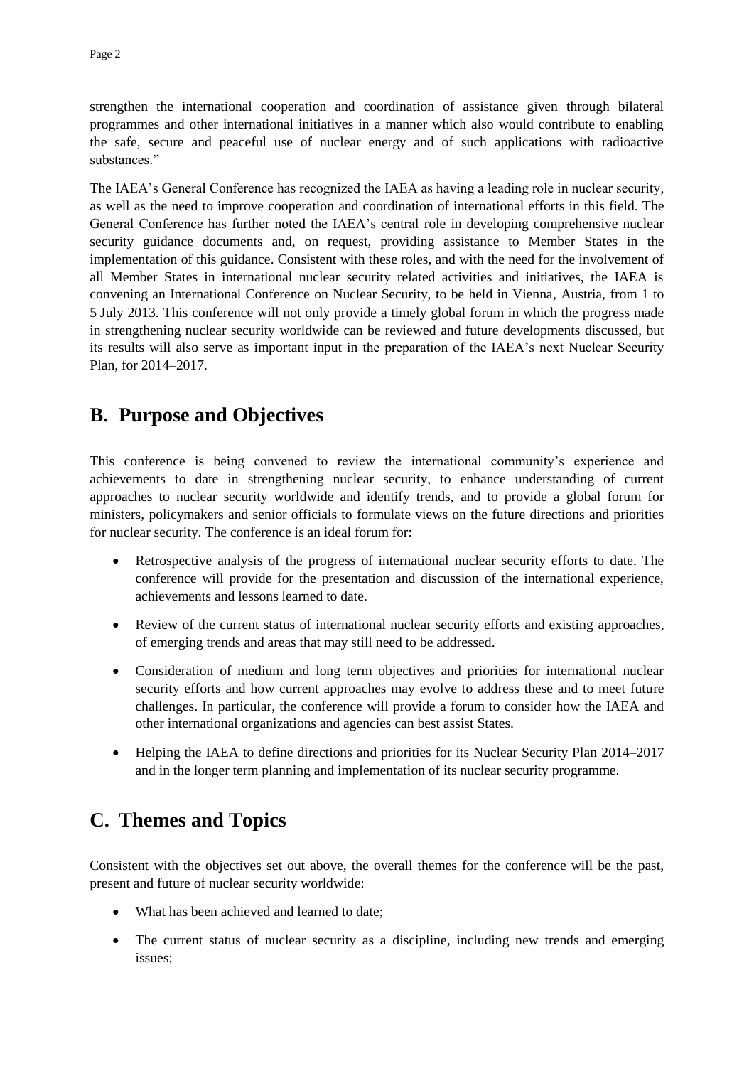strengthen the international cooperation and coordination of assistance given through bilateral programmes and other international initiatives in a manner which also would contribute to enabling the safe, secure and peaceful use of nuclear energy and of such applications with radioactive substances."

The IAEA's General Conference has recognized the IAEA as having a leading role in nuclear security, as well as the need to improve cooperation and coordination of international efforts in this field. The General Conference has further noted the IAEA's central role in developing comprehensive nuclear security guidance documents and, on request, providing assistance to Member States in the implementation of this guidance. Consistent with these roles, and with the need for the involvement of all Member States in international nuclear security related activities and initiatives, the IAEA is convening an International Conference on Nuclear Security, to be held in Vienna, Austria, from 1 to 5 July 2013. This conference will not only provide a timely global forum in which the progress made in strengthening nuclear security worldwide can be reviewed and future developments discussed, but its results will also serve as important input in the preparation of the IAEA's next Nuclear Security Plan, for 2014–2017.

## B. Purpose and Objectives

This conference is being convened to review the international community's experience and achievements to date in strengthening nuclear security, to enhance understanding of current approaches to nuclear security worldwide and identify trends, and to provide a global forum for ministers, policymakers and senior officials to formulate views on the future directions and priorities for nuclear security. The conference is an ideal forum for:

- Retrospective analysis of the progress of international nuclear security efforts to date. The conference will provide for the presentation and discussion of the international experience, achievements and lessons learned to date.
- Review of the current status of international nuclear security efforts and existing approaches, of emerging trends and areas that may still need to be addressed.
- Consideration of medium and long term objectives and priorities for international nuclear security efforts and how current approaches may evolve to address these and to meet future challenges. In particular, the conference will provide a forum to consider how the IAEA and other international organizations and agencies can best assist States.
- Helping the IAEA to define directions and priorities for its Nuclear Security Plan 2014–2017 and in the longer term planning and implementation of its nuclear security programme.

## C. Themes and Topics

Consistent with the objectives set out above, the overall themes for the conference will be the past, present and future of nuclear security worldwide:

- What has been achieved and learned to date;
- The current status of nuclear security as a discipline, including new trends and emerging issues;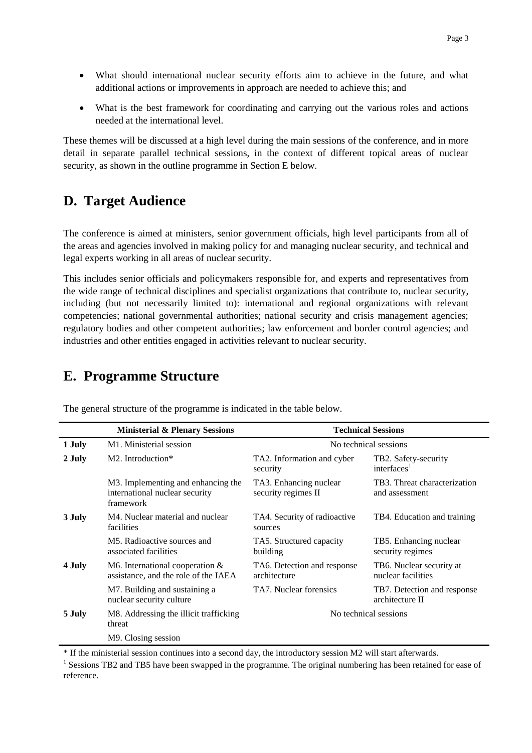- What should international nuclear security efforts aim to achieve in the future, and what additional actions or improvements in approach are needed to achieve this; and
- What is the best framework for coordinating and carrying out the various roles and actions needed at the international level.

These themes will be discussed at a high level during the main sessions of the conference, and in more detail in separate parallel technical sessions, in the context of different topical areas of nuclear security, as shown in the outline programme in Section E below.

## D. Target Audience

The conference is aimed at ministers, senior government officials, high level participants from all of the areas and agencies involved in making policy for and managing nuclear security, and technical and legal experts working in all areas of nuclear security.

This includes senior officials and policymakers responsible for, and experts and representatives from the wide range of technical disciplines and specialist organizations that contribute to, nuclear security, including (but not necessarily limited to): international and regional organizations with relevant competencies; national governmental authorities; national security and crisis management agencies; regulatory bodies and other competent authorities; law enforcement and border control agencies; and industries and other entities engaged in activities relevant to nuclear security.

## E. Programme Structure

The general structure of the programme is indicated in the table below.

| | Ministerial & Plenary Sessions | Technical Sessions | |
|---|---|---|---|
| **1 July** | M1. Ministerial session | No technical sessions | |
| **2 July** | M2. Introduction* | TA2. Information and cyber security | TB2. Safety-security interfaces[1] |
| | M3. Implementing and enhancing the international nuclear security framework | TA3. Enhancing nuclear security regimes II | TB3. Threat characterization and assessment |
| **3 July** | M4. Nuclear material and nuclear facilities | TA4. Security of radioactive sources | TB4. Education and training |
| | M5. Radioactive sources and associated facilities | TA5. Structured capacity building | TB5. Enhancing nuclear security regimes[1] |
| **4 July** | M6. International cooperation & assistance, and the role of the IAEA | TA6. Detection and response architecture | TB6. Nuclear security at nuclear facilities |
| | M7. Building and sustaining a nuclear security culture | TA7. Nuclear forensics | TB7. Detection and response architecture II |
| **5 July** | M8. Addressing the illicit trafficking threat | No technical sessions | |
| | M9. Closing session | | |

\* If the ministerial session continues into a second day, the introductory session M2 will start afterwards.

[1] Sessions TB2 and TB5 have been swapped in the programme. The original numbering has been retained for ease of reference.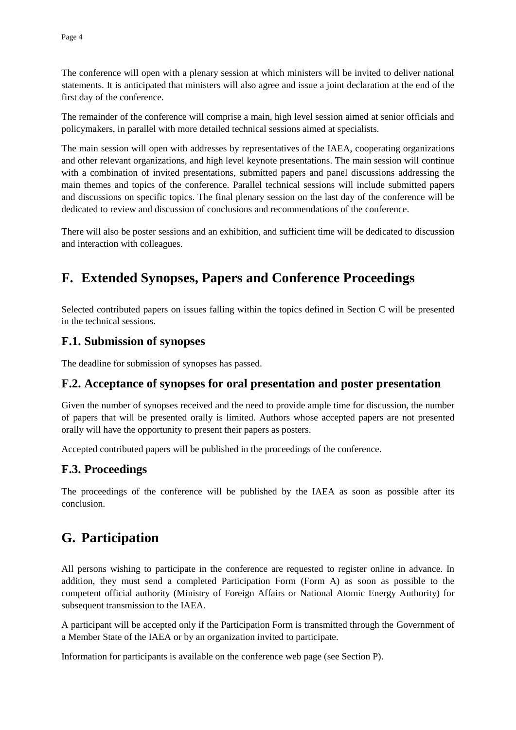The conference will open with a plenary session at which ministers will be invited to deliver national statements. It is anticipated that ministers will also agree and issue a joint declaration at the end of the first day of the conference.

The remainder of the conference will comprise a main, high level session aimed at senior officials and policymakers, in parallel with more detailed technical sessions aimed at specialists.

The main session will open with addresses by representatives of the IAEA, cooperating organizations and other relevant organizations, and high level keynote presentations. The main session will continue with a combination of invited presentations, submitted papers and panel discussions addressing the main themes and topics of the conference. Parallel technical sessions will include submitted papers and discussions on specific topics. The final plenary session on the last day of the conference will be dedicated to review and discussion of conclusions and recommendations of the conference.

There will also be poster sessions and an exhibition, and sufficient time will be dedicated to discussion and interaction with colleagues.

# F. Extended Synopses, Papers and Conference Proceedings

Selected contributed papers on issues falling within the topics defined in Section C will be presented in the technical sessions.

## F.1. Submission of synopses

The deadline for submission of synopses has passed.

## F.2. Acceptance of synopses for oral presentation and poster presentation

Given the number of synopses received and the need to provide ample time for discussion, the number of papers that will be presented orally is limited. Authors whose accepted papers are not presented orally will have the opportunity to present their papers as posters.

Accepted contributed papers will be published in the proceedings of the conference.

## F.3. Proceedings

The proceedings of the conference will be published by the IAEA as soon as possible after its conclusion.

# G. Participation

All persons wishing to participate in the conference are requested to register online in advance. In addition, they must send a completed Participation Form (Form A) as soon as possible to the competent official authority (Ministry of Foreign Affairs or National Atomic Energy Authority) for subsequent transmission to the IAEA.

A participant will be accepted only if the Participation Form is transmitted through the Government of a Member State of the IAEA or by an organization invited to participate.

Information for participants is available on the conference web page (see Section P).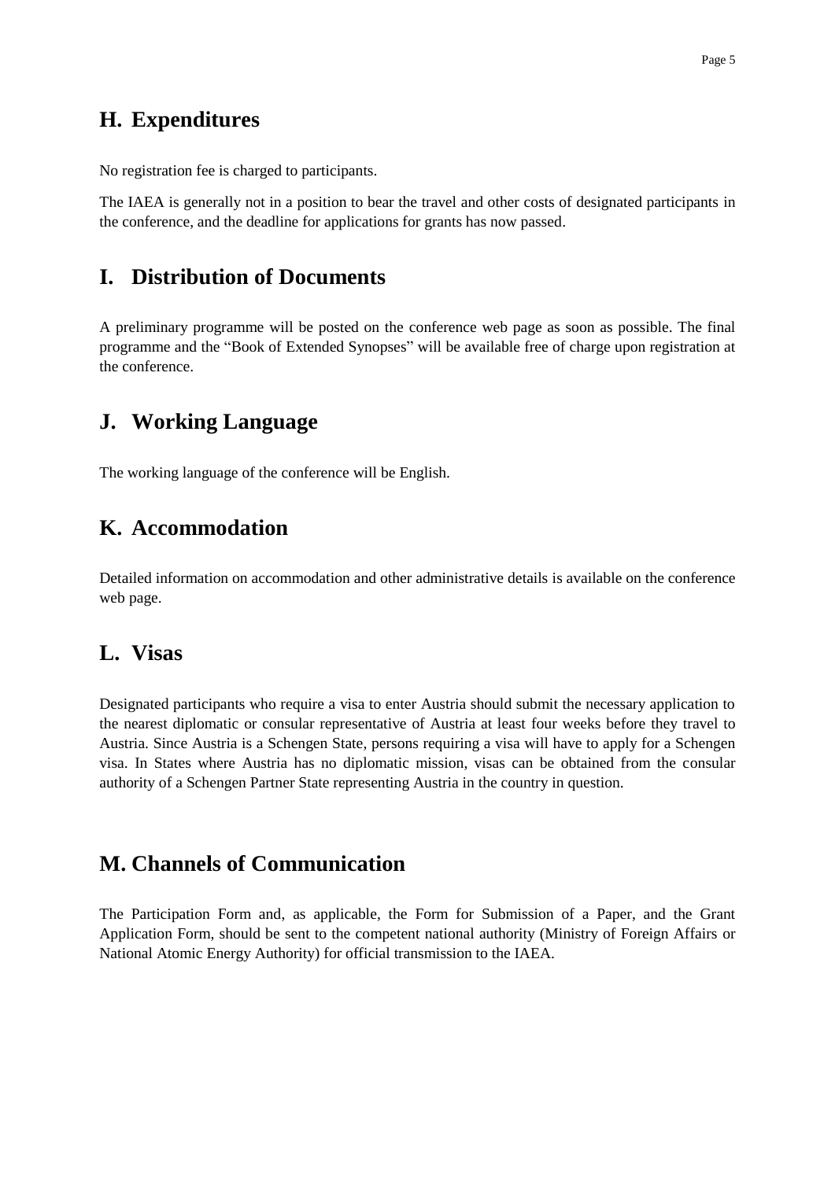## H. Expenditures

No registration fee is charged to participants.

The IAEA is generally not in a position to bear the travel and other costs of designated participants in the conference, and the deadline for applications for grants has now passed.

## I. Distribution of Documents

A preliminary programme will be posted on the conference web page as soon as possible. The final programme and the "Book of Extended Synopses" will be available free of charge upon registration at the conference.

## J. Working Language

The working language of the conference will be English.

## K. Accommodation

Detailed information on accommodation and other administrative details is available on the conference web page.

## L. Visas

Designated participants who require a visa to enter Austria should submit the necessary application to the nearest diplomatic or consular representative of Austria at least four weeks before they travel to Austria. Since Austria is a Schengen State, persons requiring a visa will have to apply for a Schengen visa. In States where Austria has no diplomatic mission, visas can be obtained from the consular authority of a Schengen Partner State representing Austria in the country in question.

## M. Channels of Communication

The Participation Form and, as applicable, the Form for Submission of a Paper, and the Grant Application Form, should be sent to the competent national authority (Ministry of Foreign Affairs or National Atomic Energy Authority) for official transmission to the IAEA.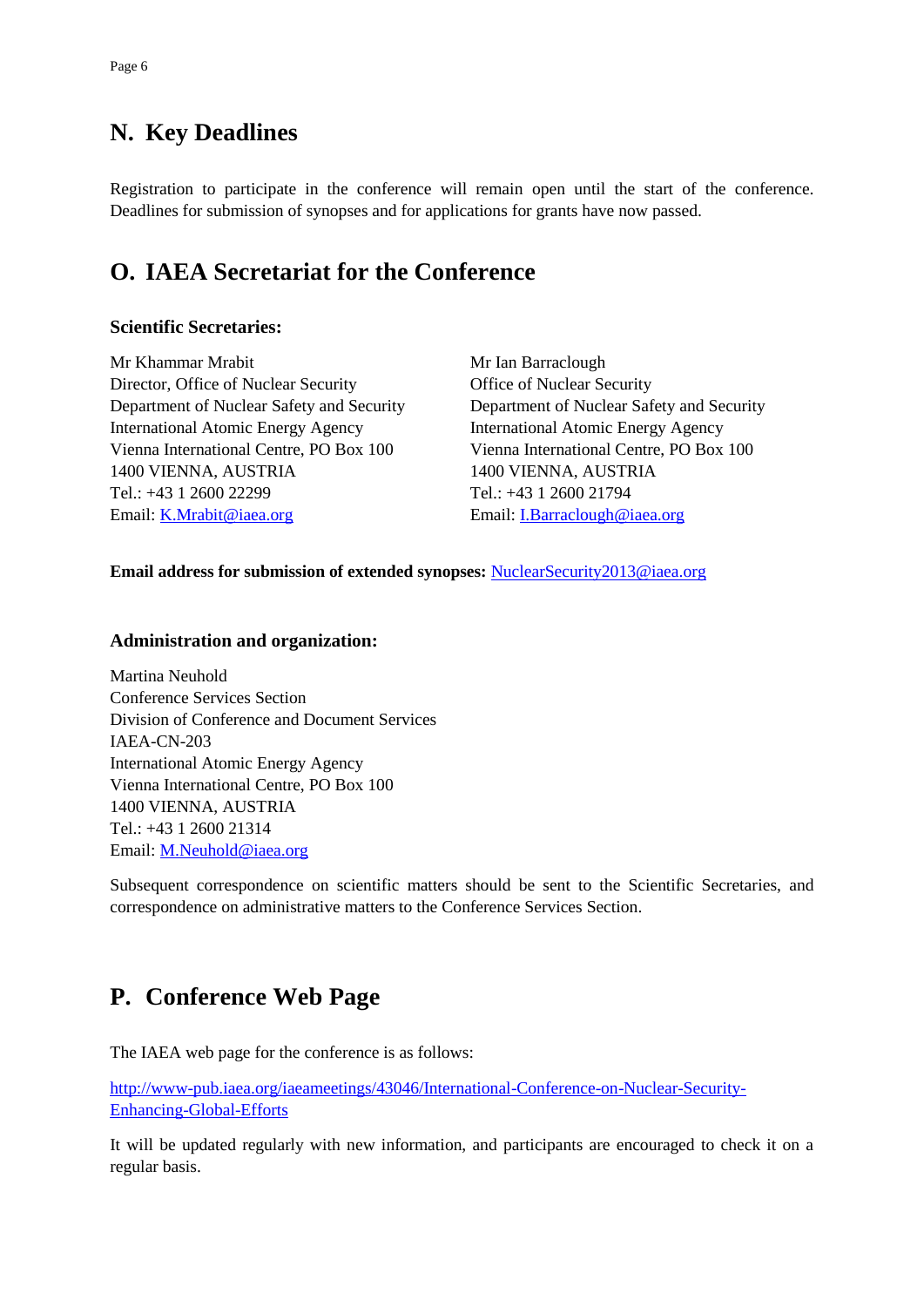## N. Key Deadlines

Registration to participate in the conference will remain open until the start of the conference. Deadlines for submission of synopses and for applications for grants have now passed.

## O. IAEA Secretariat for the Conference

### Scientific Secretaries:

Mr Khammar Mrabit
Director, Office of Nuclear Security
Department of Nuclear Safety and Security
International Atomic Energy Agency
Vienna International Centre, PO Box 100
1400 VIENNA, AUSTRIA
Tel.: +43 1 2600 22299
Email: K.Mrabit@iaea.org

Mr Ian Barraclough
Office of Nuclear Security
Department of Nuclear Safety and Security
International Atomic Energy Agency
Vienna International Centre, PO Box 100
1400 VIENNA, AUSTRIA
Tel.: +43 1 2600 21794
Email: I.Barraclough@iaea.org

**Email address for submission of extended synopses:** NuclearSecurity2013@iaea.org

### Administration and organization:

Martina Neuhold
Conference Services Section
Division of Conference and Document Services
IAEA-CN-203
International Atomic Energy Agency
Vienna International Centre, PO Box 100
1400 VIENNA, AUSTRIA
Tel.: +43 1 2600 21314
Email: M.Neuhold@iaea.org

Subsequent correspondence on scientific matters should be sent to the Scientific Secretaries, and correspondence on administrative matters to the Conference Services Section.

## P. Conference Web Page

The IAEA web page for the conference is as follows:

http://www-pub.iaea.org/iaeameetings/43046/International-Conference-on-Nuclear-Security-Enhancing-Global-Efforts

It will be updated regularly with new information, and participants are encouraged to check it on a regular basis.